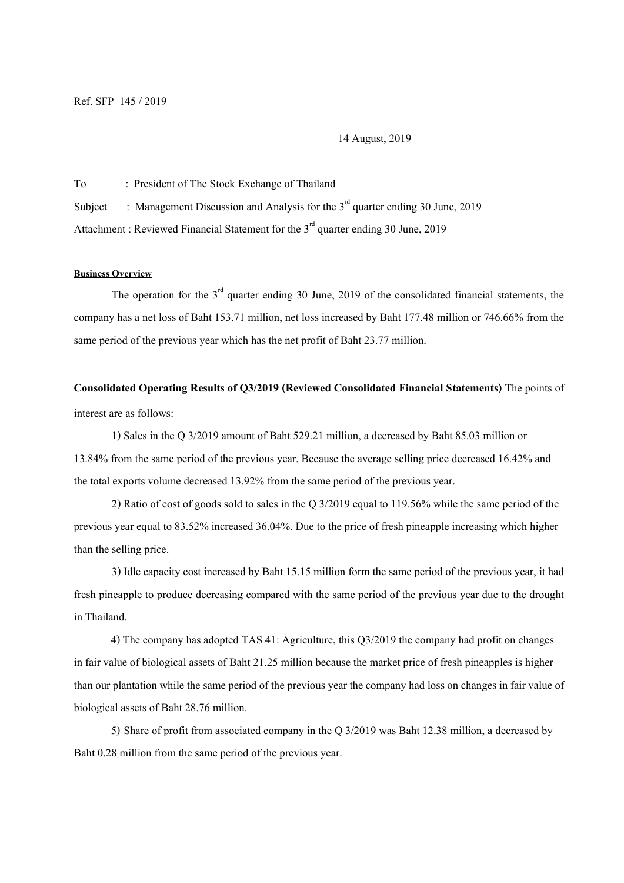Ref. SFP 145 / 2019

14 August, 2019

To : President of The Stock Exchange of Thailand

Subject : Management Discussion and Analysis for the 3rd quarter ending 30 June, 2019

Attachment : Reviewed Financial Statement for the 3rd quarter ending 30 June, 2019

**Business Overview**

The operation for the 3rd quarter ending 30 June, 2019 of the consolidated financial statements, the company has a net loss of Baht 153.71 million, net loss increased by Baht 177.48 million or 746.66% from the same period of the previous year which has the net profit of Baht 23.77 million.

**Consolidated Operating Results of Q3/2019 (Reviewed Consolidated Financial Statements)** The points of interest are as follows:

1) Sales in the Q 3/2019 amount of Baht 529.21 million, a decreased by Baht 85.03 million or 13.84% from the same period of the previous year. Because the average selling price decreased 16.42% and the total exports volume decreased 13.92% from the same period of the previous year.

2) Ratio of cost of goods sold to sales in the Q 3/2019 equal to 119.56% while the same period of the previous year equal to 83.52% increased 36.04%. Due to the price of fresh pineapple increasing which higher than the selling price.

3) Idle capacity cost increased by Baht 15.15 million form the same period of the previous year, it had fresh pineapple to produce decreasing compared with the same period of the previous year due to the drought in Thailand.

4) The company has adopted TAS 41: Agriculture, this Q3/2019 the company had profit on changes in fair value of biological assets of Baht 21.25 million because the market price of fresh pineapples is higher than our plantation while the same period of the previous year the company had loss on changes in fair value of biological assets of Baht 28.76 million.

5) Share of profit from associated company in the Q 3/2019 was Baht 12.38 million, a decreased by Baht 0.28 million from the same period of the previous year.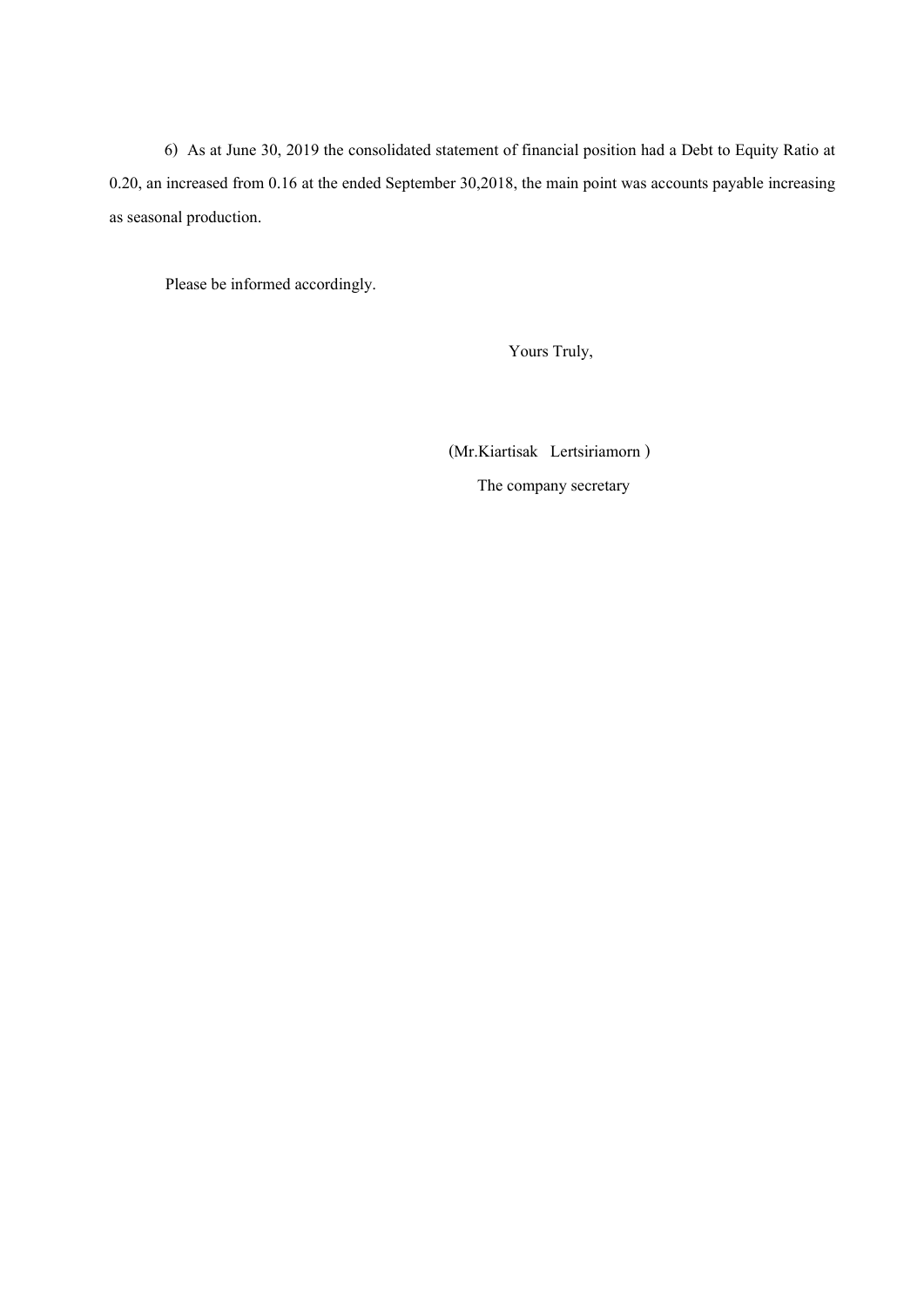6) As at June 30, 2019 the consolidated statement of financial position had a Debt to Equity Ratio at 0.20, an increased from 0.16 at the ended September 30,2018, the main point was accounts payable increasing as seasonal production.

Please be informed accordingly.

Yours Truly,

(Mr.Kiartisak Lertsiriamorn )

The company secretary